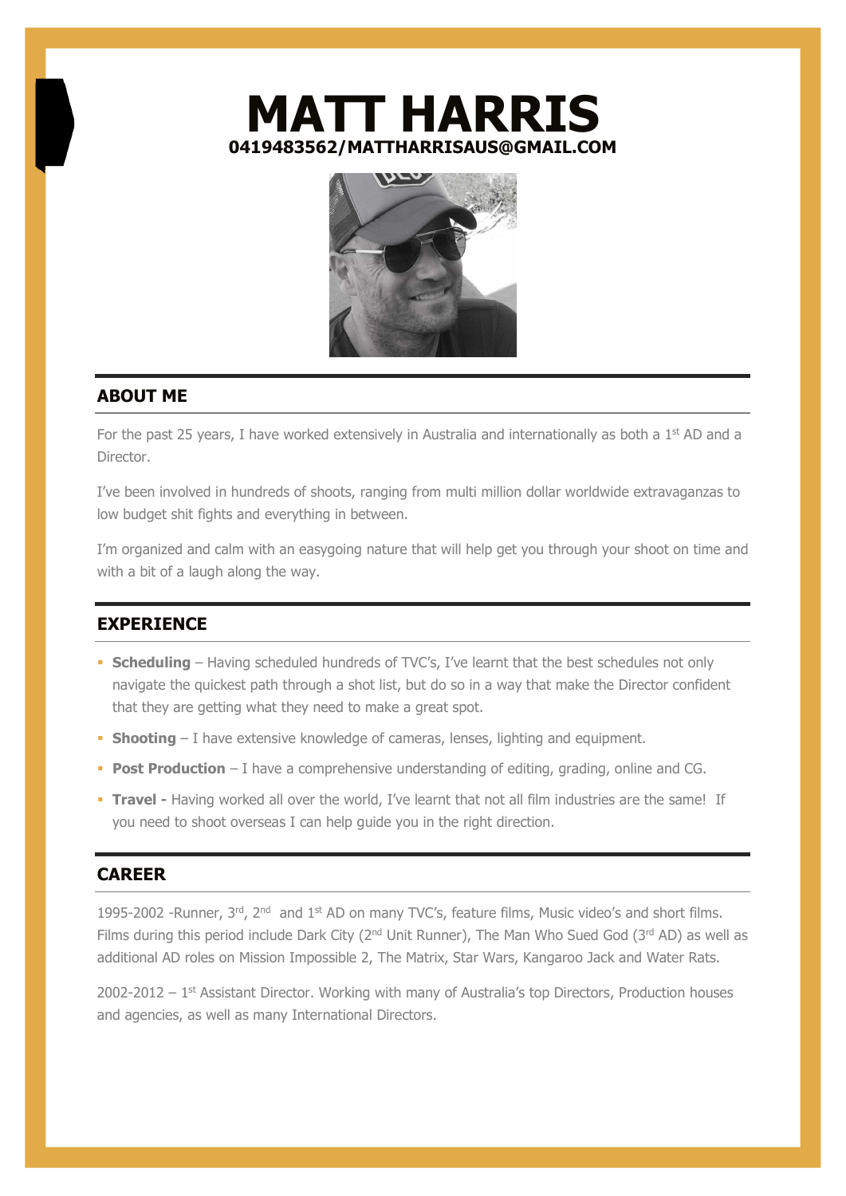# MATT HARRIS

**0419483562/MATTHARRISAUS@GMAIL.COM**

## ABOUT ME

For the past 25 years, I have worked extensively in Australia and internationally as both a 1st AD and a Director.

I've been involved in hundreds of shoots, ranging from multi million dollar worldwide extravaganzas to low budget shit fights and everything in between.

I'm organized and calm with an easygoing nature that will help get you through your shoot on time and with a bit of a laugh along the way.

## EXPERIENCE

- **Scheduling** – Having scheduled hundreds of TVC's, I've learnt that the best schedules not only navigate the quickest path through a shot list, but do so in a way that make the Director confident that they are getting what they need to make a great spot.
- **Shooting** – I have extensive knowledge of cameras, lenses, lighting and equipment.
- **Post Production** – I have a comprehensive understanding of editing, grading, online and CG.
- **Travel -** Having worked all over the world, I've learnt that not all film industries are the same! If you need to shoot overseas I can help guide you in the right direction.

## CAREER

1995-2002 -Runner, 3rd, 2nd and 1st AD on many TVC's, feature films, Music video's and short films. Films during this period include Dark City (2nd Unit Runner), The Man Who Sued God (3rd AD) as well as additional AD roles on Mission Impossible 2, The Matrix, Star Wars, Kangaroo Jack and Water Rats.

2002-2012 – 1st Assistant Director. Working with many of Australia's top Directors, Production houses and agencies, as well as many International Directors.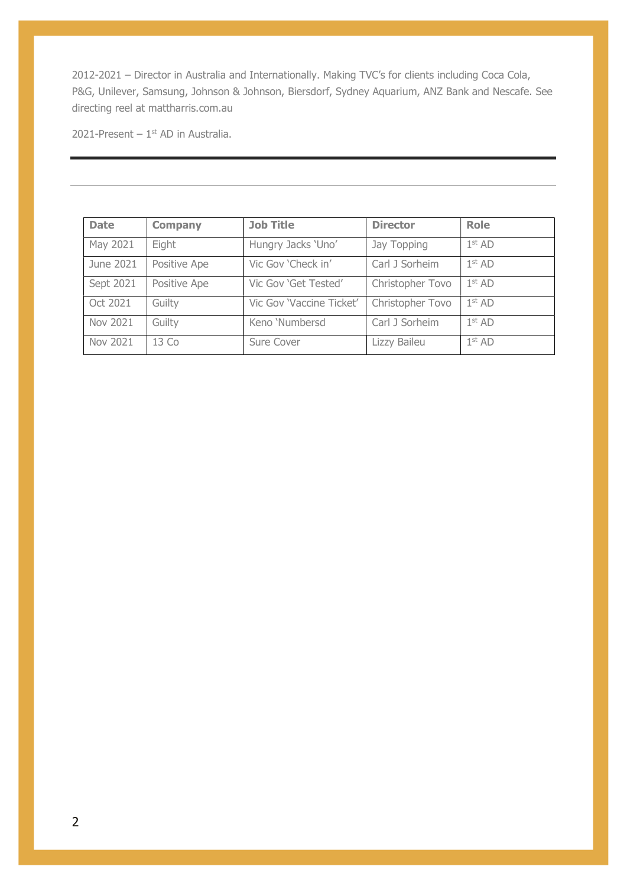2012-2021 – Director in Australia and Internationally. Making TVC's for clients including Coca Cola, P&G, Unilever, Samsung, Johnson & Johnson, Biersdorf, Sydney Aquarium, ANZ Bank and Nescafe. See directing reel at mattharris.com.au

2021-Present – 1st AD in Australia.

---

---

| Date | Company | Job Title | Director | Role |
|---|---|---|---|---|
| May 2021 | Eight | Hungry Jacks 'Uno' | Jay Topping | 1st AD |
| June 2021 | Positive Ape | Vic Gov 'Check in' | Carl J Sorheim | 1st AD |
| Sept 2021 | Positive Ape | Vic Gov 'Get Tested' | Christopher Tovo | 1st AD |
| Oct 2021 | Guilty | Vic Gov 'Vaccine Ticket' | Christopher Tovo | 1st AD |
| Nov 2021 | Guilty | Keno 'Numbersd | Carl J Sorheim | 1st AD |
| Nov 2021 | 13 Co | Sure Cover | Lizzy Baileu | 1st AD |